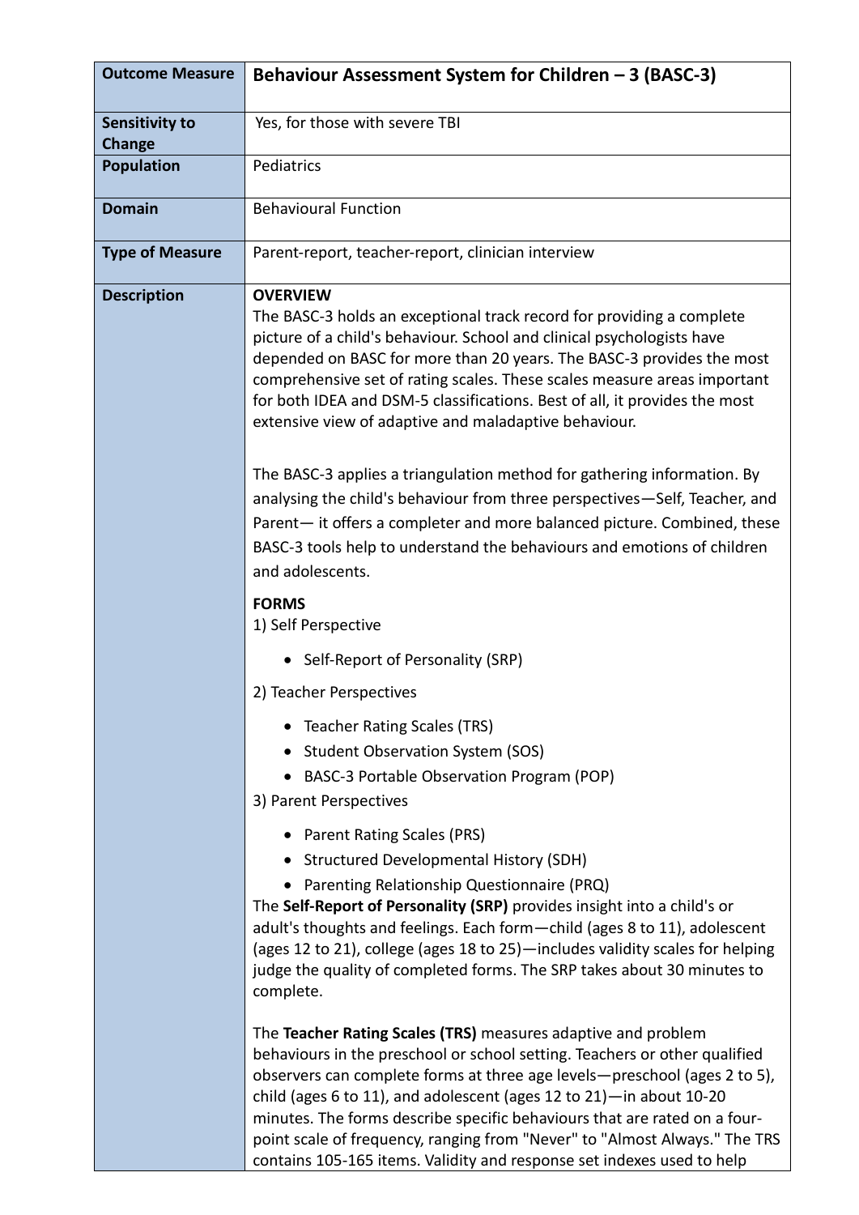| **Outcome Measure** | **Behaviour Assessment System for Children – 3 (BASC-3)** |
|---|---|
| **Sensitivity to Change** | Yes, for those with severe TBI |
| **Population** | Pediatrics |
| **Domain** | Behavioural Function |
| **Type of Measure** | Parent-report, teacher-report, clinician interview |
| **Description** | **OVERVIEW**<br>The BASC-3 holds an exceptional track record for providing a complete picture of a child's behaviour. School and clinical psychologists have depended on BASC for more than 20 years. The BASC-3 provides the most comprehensive set of rating scales. These scales measure areas important for both IDEA and DSM-5 classifications. Best of all, it provides the most extensive view of adaptive and maladaptive behaviour.<br><br>The BASC-3 applies a triangulation method for gathering information. By analysing the child's behaviour from three perspectives—Self, Teacher, and Parent— it offers a completer and more balanced picture. Combined, these BASC-3 tools help to understand the behaviours and emotions of children and adolescents.<br><br>**FORMS**<br>1) Self Perspective<br>• Self-Report of Personality (SRP)<br>2) Teacher Perspectives<br>• Teacher Rating Scales (TRS)<br>• Student Observation System (SOS)<br>• BASC-3 Portable Observation Program (POP)<br>3) Parent Perspectives<br>• Parent Rating Scales (PRS)<br>• Structured Developmental History (SDH)<br>• Parenting Relationship Questionnaire (PRQ)<br>The **Self-Report of Personality (SRP)** provides insight into a child's or adult's thoughts and feelings. Each form—child (ages 8 to 11), adolescent (ages 12 to 21), college (ages 18 to 25)—includes validity scales for helping judge the quality of completed forms. The SRP takes about 30 minutes to complete.<br><br>The **Teacher Rating Scales (TRS)** measures adaptive and problem behaviours in the preschool or school setting. Teachers or other qualified observers can complete forms at three age levels—preschool (ages 2 to 5), child (ages 6 to 11), and adolescent (ages 12 to 21)—in about 10-20 minutes. The forms describe specific behaviours that are rated on a four-point scale of frequency, ranging from "Never" to "Almost Always." The TRS contains 105-165 items. Validity and response set indexes used to help |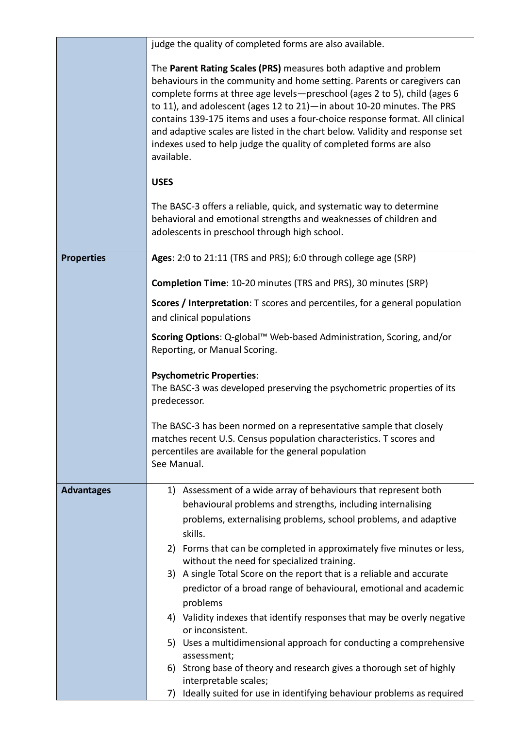| | |
|---|---|
| | judge the quality of completed forms are also available.<br><br>The **Parent Rating Scales (PRS)** measures both adaptive and problem behaviours in the community and home setting. Parents or caregivers can complete forms at three age levels—preschool (ages 2 to 5), child (ages 6 to 11), and adolescent (ages 12 to 21)—in about 10-20 minutes. The PRS contains 139-175 items and uses a four-choice response format. All clinical and adaptive scales are listed in the chart below. Validity and response set indexes used to help judge the quality of completed forms are also available.<br><br>**USES**<br><br>The BASC-3 offers a reliable, quick, and systematic way to determine behavioral and emotional strengths and weaknesses of children and adolescents in preschool through high school. |
| **Properties** | **Ages**: 2:0 to 21:11 (TRS and PRS); 6:0 through college age (SRP)<br><br>**Completion Time**: 10-20 minutes (TRS and PRS), 30 minutes (SRP)<br><br>**Scores / Interpretation**: T scores and percentiles, for a general population and clinical populations<br><br>**Scoring Options**: Q-global™ Web-based Administration, Scoring, and/or Reporting, or Manual Scoring.<br><br>**Psychometric Properties**:<br>The BASC-3 was developed preserving the psychometric properties of its predecessor.<br><br>The BASC-3 has been normed on a representative sample that closely matches recent U.S. Census population characteristics. T scores and percentiles are available for the general population<br>See Manual. |
| **Advantages** | 1) Assessment of a wide array of behaviours that represent both behavioural problems and strengths, including internalising problems, externalising problems, school problems, and adaptive skills.<br>2) Forms that can be completed in approximately five minutes or less, without the need for specialized training.<br>3) A single Total Score on the report that is a reliable and accurate predictor of a broad range of behavioural, emotional and academic problems<br>4) Validity indexes that identify responses that may be overly negative or inconsistent.<br>5) Uses a multidimensional approach for conducting a comprehensive assessment;<br>6) Strong base of theory and research gives a thorough set of highly interpretable scales;<br>7) Ideally suited for use in identifying behaviour problems as required |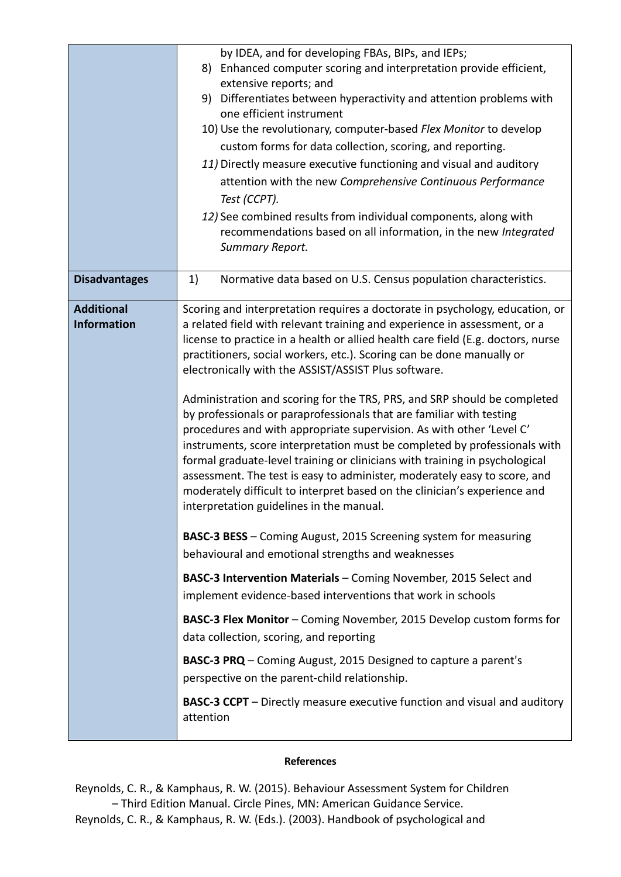| | |
|---|---|
| | by IDEA, and for developing FBAs, BIPs, and IEPs;<br>8) Enhanced computer scoring and interpretation provide efficient, extensive reports; and<br>9) Differentiates between hyperactivity and attention problems with one efficient instrument<br>10) Use the revolutionary, computer-based *Flex Monitor* to develop custom forms for data collection, scoring, and reporting.<br>*11)* Directly measure executive functioning and visual and auditory attention with the new *Comprehensive Continuous Performance Test (CCPT).*<br>*12)* See combined results from individual components, along with recommendations based on all information, in the new *Integrated Summary Report.* |
| **Disadvantages** | 1) Normative data based on U.S. Census population characteristics. |
| **Additional Information** | Scoring and interpretation requires a doctorate in psychology, education, or a related field with relevant training and experience in assessment, or a license to practice in a health or allied health care field (E.g. doctors, nurse practitioners, social workers, etc.). Scoring can be done manually or electronically with the ASSIST/ASSIST Plus software.<br><br>Administration and scoring for the TRS, PRS, and SRP should be completed by professionals or paraprofessionals that are familiar with testing procedures and with appropriate supervision. As with other 'Level C' instruments, score interpretation must be completed by professionals with formal graduate-level training or clinicians with training in psychological assessment. The test is easy to administer, moderately easy to score, and moderately difficult to interpret based on the clinician's experience and interpretation guidelines in the manual.<br><br>**BASC-3 BESS** – Coming August, 2015 Screening system for measuring behavioural and emotional strengths and weaknesses<br><br>**BASC-3 Intervention Materials** – Coming November, 2015 Select and implement evidence-based interventions that work in schools<br><br>**BASC-3 Flex Monitor** – Coming November, 2015 Develop custom forms for data collection, scoring, and reporting<br><br>**BASC-3 PRQ** – Coming August, 2015 Designed to capture a parent's perspective on the parent-child relationship.<br><br>**BASC-3 CCPT** – Directly measure executive function and visual and auditory attention |

**References**

Reynolds, C. R., & Kamphaus, R. W. (2015). Behaviour Assessment System for Children – Third Edition Manual. Circle Pines, MN: American Guidance Service.

Reynolds, C. R., & Kamphaus, R. W. (Eds.). (2003). Handbook of psychological and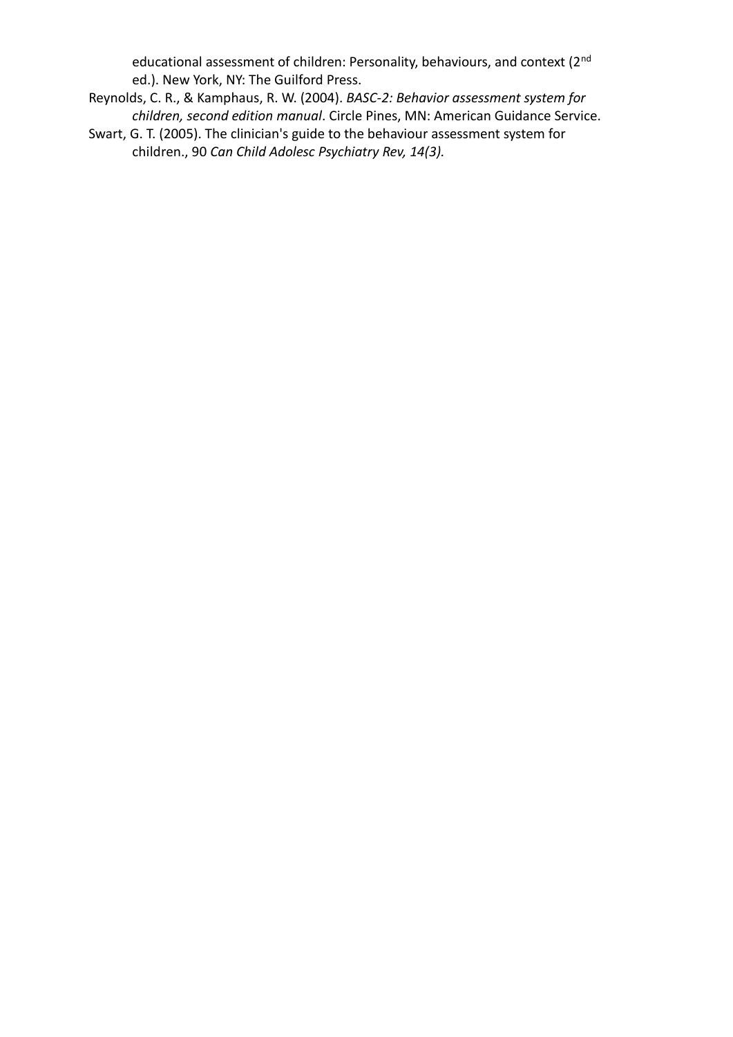educational assessment of children: Personality, behaviours, and context (2nd ed.). New York, NY: The Guilford Press.

Reynolds, C. R., & Kamphaus, R. W. (2004). *BASC-2: Behavior assessment system for children, second edition manual*. Circle Pines, MN: American Guidance Service.

Swart, G. T. (2005). The clinician's guide to the behaviour assessment system for children., 90 *Can Child Adolesc Psychiatry Rev, 14(3).*